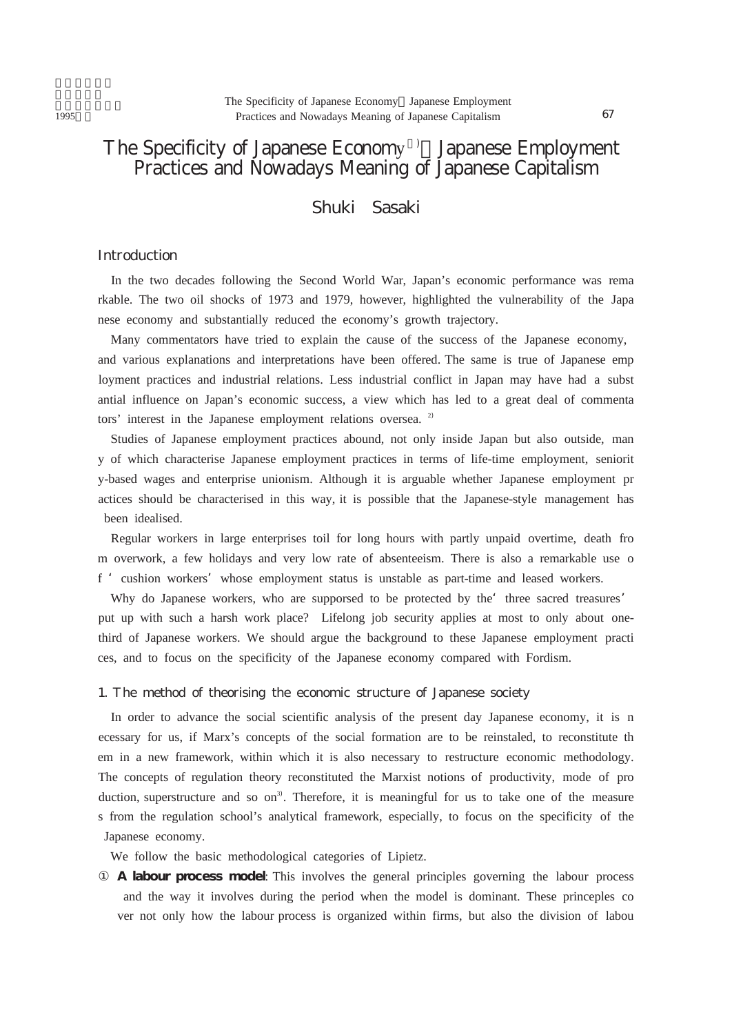# The Specificity of Japanese Economy[1] Japanese Employment Practices and Nowadays Meaning of Japanese Capitalism

Shuki Sasaki

## Introduction

In the two decades following the Second World War, Japan's economic performance was remarkable. The two oil shocks of 1973 and 1979, however, highlighted the vulnerability of the Japanese economy and substantially reduced the economy's growth trajectory.

Many commentators have tried to explain the cause of the success of the Japanese economy, and various explanations and interpretations have been offered. The same is true of Japanese employment practices and industrial relations. Less industrial conflict in Japan may have had a substantial influence on Japan's economic success, a view which has led to a great deal of commentators' interest in the Japanese employment relations oversea. [2]

Studies of Japanese employment practices abound, not only inside Japan but also outside, many of which characterise Japanese employment practices in terms of life-time employment, seniority-based wages and enterprise unionism. Although it is arguable whether Japanese employment practices should be characterised in this way, it is possible that the Japanese-style management has been idealised.

Regular workers in large enterprises toil for long hours with partly unpaid overtime, death from overwork, a few holidays and very low rate of absenteeism. There is also a remarkable use of 'cushion workers' whose employment status is unstable as part-time and leased workers.

Why do Japanese workers, who are supporsed to be protected by the 'three sacred treasures' put up with such a harsh work place? Lifelong job security applies at most to only about one-third of Japanese workers. We should argue the background to these Japanese employment practices, and to focus on the specificity of the Japanese economy compared with Fordism.

## 1. The method of theorising the economic structure of Japanese society

In order to advance the social scientific analysis of the present day Japanese economy, it is necessary for us, if Marx's concepts of the social formation are to be reinstaled, to reconstitute them in a new framework, within which it is also necessary to restructure economic methodology. The concepts of regulation theory reconstituted the Marxist notions of productivity, mode of production, superstructure and so on[3]. Therefore, it is meaningful for us to take one of the measures from the regulation school's analytical framework, especially, to focus on the specificity of the Japanese economy.

We follow the basic methodological categories of Lipietz.

① **A labour process model**: This involves the general principles governing the labour process and the way it involves during the period when the model is dominant. These princeples cover not only how the labour process is organized within firms, but also the division of labou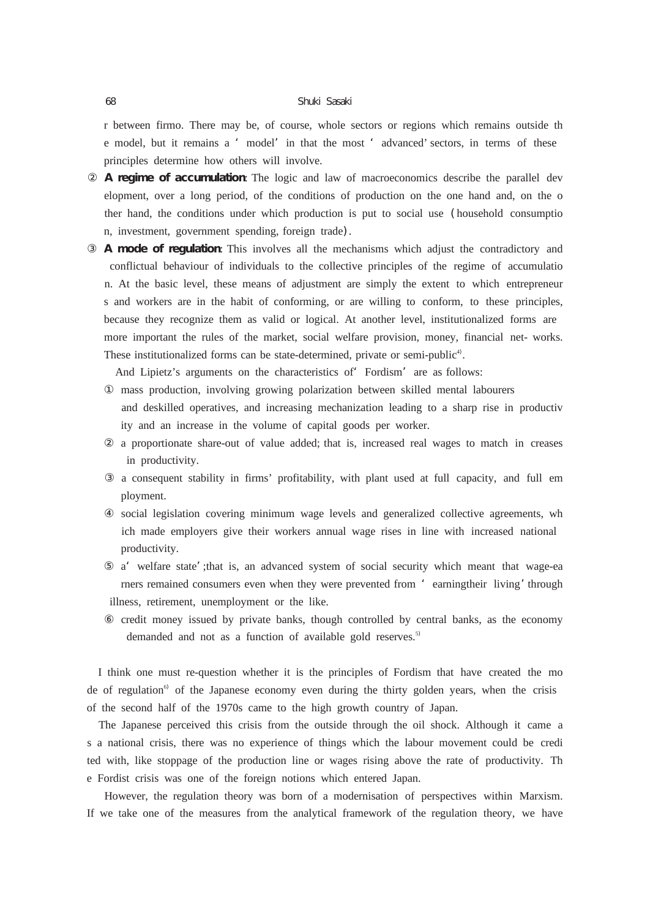r between firmo. There may be, of course, whole sectors or regions which remains outside the model, but it remains a ' model' in that the most ' advanced' sectors, in terms of these principles determine how others will involve.

② **A regime of accumulation**: The logic and law of macroeconomics describe the parallel development, over a long period, of the conditions of production on the one hand and, on the other hand, the conditions under which production is put to social use (household consumption, investment, government spending, foreign trade).

③ **A mode of regulation**: This involves all the mechanisms which adjust the contradictory and conflictual behaviour of individuals to the collective principles of the regime of accumulation. At the basic level, these means of adjustment are simply the extent to which entrepreneurs and workers are in the habit of conforming, or are willing to conform, to these principles, because they recognize them as valid or logical. At another level, institutionalized forms are more important the rules of the market, social welfare provision, money, financial net- works. These institutionalized forms can be state-determined, private or semi-public[4].

And Lipietz's arguments on the characteristics of' Fordism' are as follows:

① mass production, involving growing polarization between skilled mental labourers and deskilled operatives, and increasing mechanization leading to a sharp rise in productivity and an increase in the volume of capital goods per worker.

② a proportionate share-out of value added; that is, increased real wages to match in creases in productivity.

③ a consequent stability in firms' profitability, with plant used at full capacity, and full employment.

④ social legislation covering minimum wage levels and generalized collective agreements, which made employers give their workers annual wage rises in line with increased national productivity.

⑤ a' welfare state';that is, an advanced system of social security which meant that wage-earners remained consumers even when they were prevented from ' earningtheir living' through illness, retirement, unemployment or the like.

⑥ credit money issued by private banks, though controlled by central banks, as the economy demanded and not as a function of available gold reserves.[5]

I think one must re-question whether it is the principles of Fordism that have created the mode of regulation[6] of the Japanese economy even during the thirty golden years, when the crisis of the second half of the 1970s came to the high growth country of Japan.

The Japanese perceived this crisis from the outside through the oil shock. Although it came as a national crisis, there was no experience of things which the labour movement could be credited with, like stoppage of the production line or wages rising above the rate of productivity. The Fordist crisis was one of the foreign notions which entered Japan.

However, the regulation theory was born of a modernisation of perspectives within Marxism. If we take one of the measures from the analytical framework of the regulation theory, we have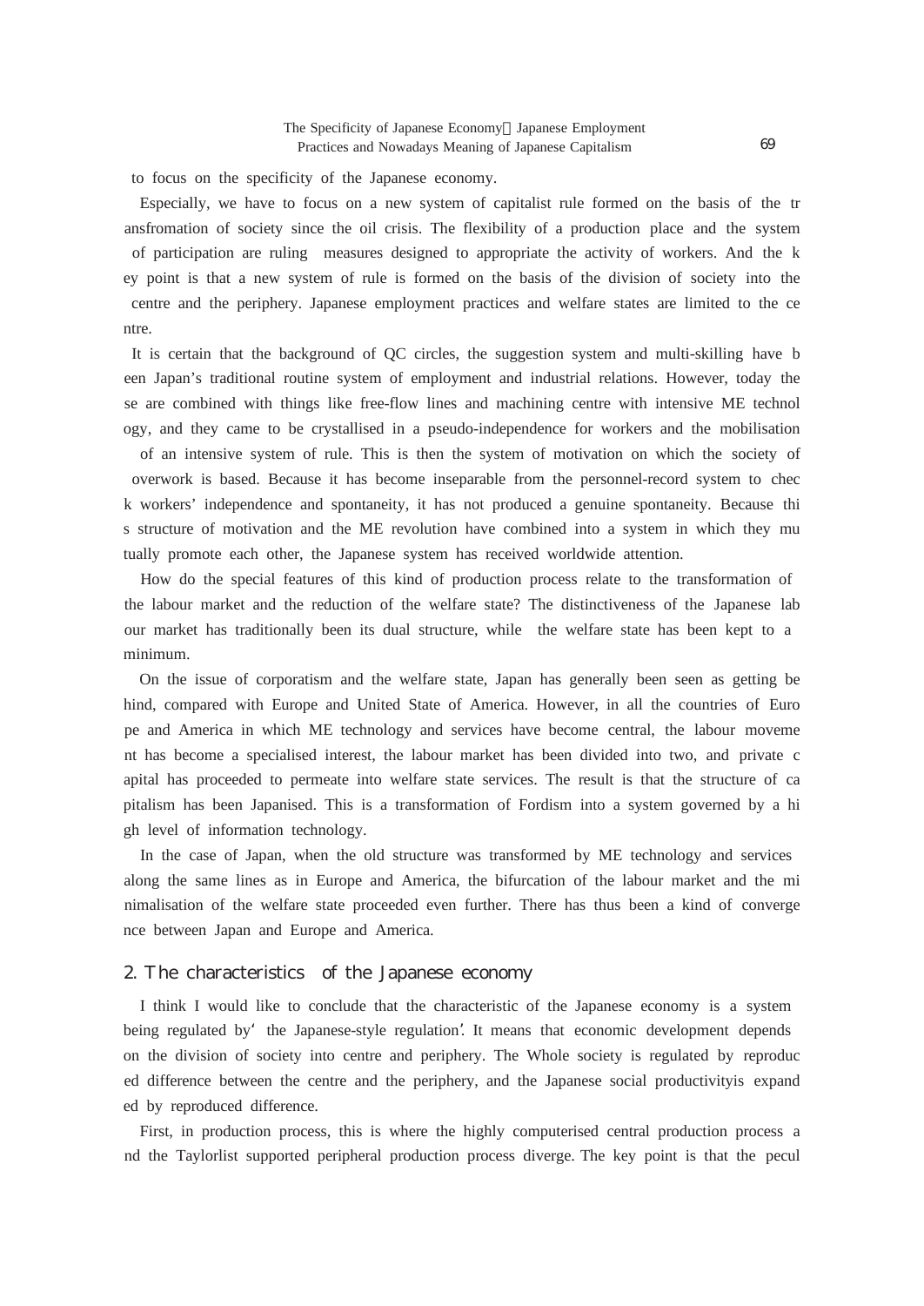to focus on the specificity of the Japanese economy.

Especially, we have to focus on a new system of capitalist rule formed on the basis of the transfromation of society since the oil crisis. The flexibility of a production place and the system of participation are ruling measures designed to appropriate the activity of workers. And the key point is that a new system of rule is formed on the basis of the division of society into the centre and the periphery. Japanese employment practices and welfare states are limited to the centre.

It is certain that the background of QC circles, the suggestion system and multi-skilling have been Japan's traditional routine system of employment and industrial relations. However, today these are combined with things like free-flow lines and machining centre with intensive ME technology, and they came to be crystallised in a pseudo-independence for workers and the mobilisation of an intensive system of rule. This is then the system of motivation on which the society of overwork is based. Because it has become inseparable from the personnel-record system to check workers' independence and spontaneity, it has not produced a genuine spontaneity. Because this structure of motivation and the ME revolution have combined into a system in which they mutually promote each other, the Japanese system has received worldwide attention.

How do the special features of this kind of production process relate to the transformation of the labour market and the reduction of the welfare state? The distinctiveness of the Japanese labour market has traditionally been its dual structure, while the welfare state has been kept to a minimum.

On the issue of corporatism and the welfare state, Japan has generally been seen as getting behind, compared with Europe and United State of America. However, in all the countries of Europe and America in which ME technology and services have become central, the labour movement has become a specialised interest, the labour market has been divided into two, and private capital has proceeded to permeate into welfare state services. The result is that the structure of capitalism has been Japanised. This is a transformation of Fordism into a system governed by a high level of information technology.

In the case of Japan, when the old structure was transformed by ME technology and services along the same lines as in Europe and America, the bifurcation of the labour market and the minimalisation of the welfare state proceeded even further. There has thus been a kind of convergence between Japan and Europe and America.

## 2. The characteristics of the Japanese economy

I think I would like to conclude that the characteristic of the Japanese economy is a system being regulated by' the Japanese-style regulation'. It means that economic development depends on the division of society into centre and periphery. The Whole society is regulated by reproduced difference between the centre and the periphery, and the Japanese social productivityis expanded by reproduced difference.

First, in production process, this is where the highly computerised central production process and the Taylorlist supported peripheral production process diverge. The key point is that the pecul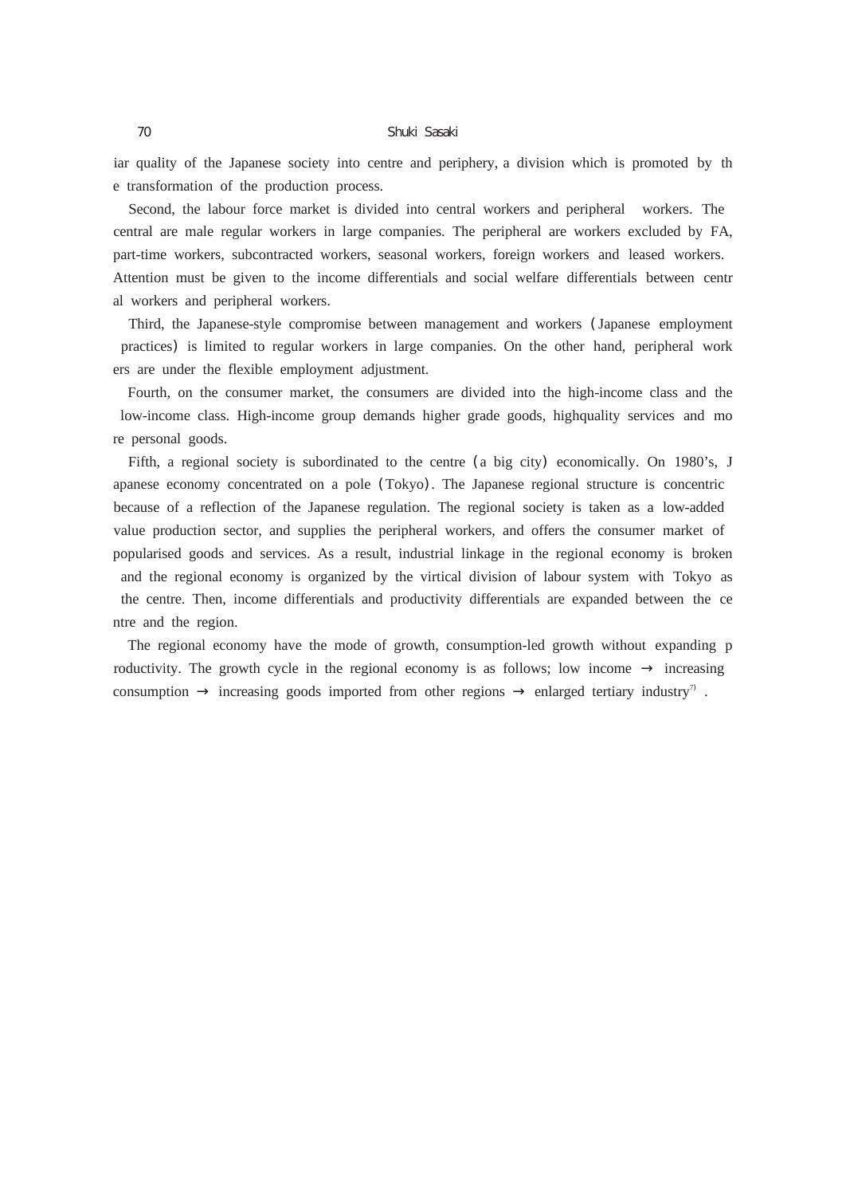iar quality of the Japanese society into centre and periphery, a division which is promoted by the transformation of the production process.

Second, the labour force market is divided into central workers and peripheral workers. The central are male regular workers in large companies. The peripheral are workers excluded by FA, part-time workers, subcontracted workers, seasonal workers, foreign workers and leased workers. Attention must be given to the income differentials and social welfare differentials between central workers and peripheral workers.

Third, the Japanese-style compromise between management and workers (Japanese employment practices) is limited to regular workers in large companies. On the other hand, peripheral workers are under the flexible employment adjustment.

Fourth, on the consumer market, the consumers are divided into the high-income class and the low-income class. High-income group demands higher grade goods, highquality services and more personal goods.

Fifth, a regional society is subordinated to the centre (a big city) economically. On 1980's, Japanese economy concentrated on a pole (Tokyo). The Japanese regional structure is concentric because of a reflection of the Japanese regulation. The regional society is taken as a low-added value production sector, and supplies the peripheral workers, and offers the consumer market of popularised goods and services. As a result, industrial linkage in the regional economy is broken and the regional economy is organized by the virtical division of labour system with Tokyo as the centre. Then, income differentials and productivity differentials are expanded between the centre and the region.

The regional economy have the mode of growth, consumption-led growth without expanding productivity. The growth cycle in the regional economy is as follows; low income → increasing consumption → increasing goods imported from other regions → enlarged tertiary industry[7] .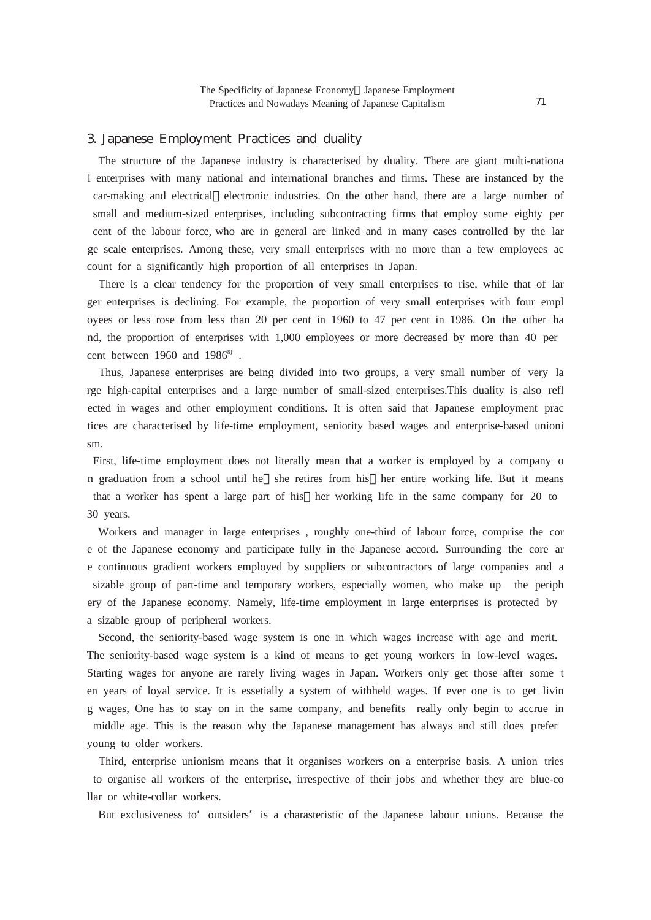## 3. Japanese Employment Practices and duality

The structure of the Japanese industry is characterised by duality. There are giant multi-national enterprises with many national and international branches and firms. These are instanced by the car-making and electrical／electronic industries. On the other hand, there are a large number of small and medium-sized enterprises, including subcontracting firms that employ some eighty per cent of the labour force, who are in general are linked and in many cases controlled by the large scale enterprises. Among these, very small enterprises with no more than a few employees account for a significantly high proportion of all enterprises in Japan.

There is a clear tendency for the proportion of very small enterprises to rise, while that of larger enterprises is declining. For example, the proportion of very small enterprises with four employees or less rose from less than 20 per cent in 1960 to 47 per cent in 1986. On the other hand, the proportion of enterprises with 1,000 employees or more decreased by more than 40 per cent between 1960 and 1986[8) .

Thus, Japanese enterprises are being divided into two groups, a very small number of very large high-capital enterprises and a large number of small-sized enterprises.This duality is also reflected in wages and other employment conditions. It is often said that Japanese employment practices are characterised by life-time employment, seniority based wages and enterprise-based unionism.

First, life-time employment does not literally mean that a worker is employed by a company on graduation from a school until he／she retires from his／her entire working life. But it means that a worker has spent a large part of his／her working life in the same company for 20 to 30 years.

Workers and manager in large enterprises , roughly one-third of labour force, comprise the core of the Japanese economy and participate fully in the Japanese accord. Surrounding the core are continuous gradient workers employed by suppliers or subcontractors of large companies and a sizable group of part-time and temporary workers, especially women, who make up the periphery of the Japanese economy. Namely, life-time employment in large enterprises is protected by a sizable group of peripheral workers.

Second, the seniority-based wage system is one in which wages increase with age and merit. The seniority-based wage system is a kind of means to get young workers in low-level wages. Starting wages for anyone are rarely living wages in Japan. Workers only get those after some ten years of loyal service. It is essetially a system of withheld wages. If ever one is to get living wages, One has to stay on in the same company, and benefits really only begin to accrue in middle age. This is the reason why the Japanese management has always and still does prefer young to older workers.

Third, enterprise unionism means that it organises workers on a enterprise basis. A union tries to organise all workers of the enterprise, irrespective of their jobs and whether they are blue-collar or white-collar workers.

But exclusiveness to'outsiders' is a charasteristic of the Japanese labour unions. Because the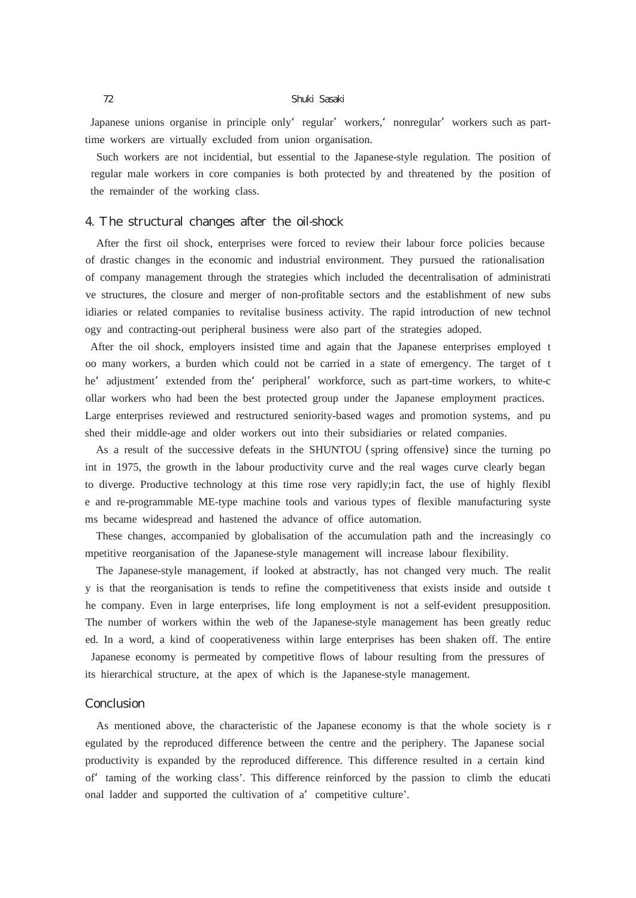Japanese unions organise in principle only 'regular' workers, 'nonregular' workers such as part-time workers are virtually excluded from union organisation.

Such workers are not incidential, but essential to the Japanese-style regulation. The position of regular male workers in core companies is both protected by and threatened by the position of the remainder of the working class.

## 4. The structural changes after the oil-shock

After the first oil shock, enterprises were forced to review their labour force policies because of drastic changes in the economic and industrial environment. They pursued the rationalisation of company management through the strategies which included the decentralisation of administrative structures, the closure and merger of non-profitable sectors and the establishment of new subsidiaries or related companies to revitalise business activity. The rapid introduction of new technology and contracting-out peripheral business were also part of the strategies adoped.

After the oil shock, employers insisted time and again that the Japanese enterprises employed too many workers, a burden which could not be carried in a state of emergency. The target of the 'adjustment' extended from the 'peripheral' workforce, such as part-time workers, to white-collar workers who had been the best protected group under the Japanese employment practices. Large enterprises reviewed and restructured seniority-based wages and promotion systems, and pushed their middle-age and older workers out into their subsidiaries or related companies.

As a result of the successive defeats in the SHUNTOU (spring offensive) since the turning point in 1975, the growth in the labour productivity curve and the real wages curve clearly began to diverge. Productive technology at this time rose very rapidly;in fact, the use of highly flexible and re-programmable ME-type machine tools and various types of flexible manufacturing systems became widespread and hastened the advance of office automation.

These changes, accompanied by globalisation of the accumulation path and the increasingly competitive reorganisation of the Japanese-style management will increase labour flexibility.

The Japanese-style management, if looked at abstractly, has not changed very much. The reality is that the reorganisation is tends to refine the competitiveness that exists inside and outside the company. Even in large enterprises, life long employment is not a self-evident presupposition. The number of workers within the web of the Japanese-style management has been greatly reduced. In a word, a kind of cooperativeness within large enterprises has been shaken off. The entire Japanese economy is permeated by competitive flows of labour resulting from the pressures of its hierarchical structure, at the apex of which is the Japanese-style management.

## Conclusion

As mentioned above, the characteristic of the Japanese economy is that the whole society is regulated by the reproduced difference between the centre and the periphery. The Japanese social productivity is expanded by the reproduced difference. This difference resulted in a certain kind of 'taming of the working class'. This difference reinforced by the passion to climb the educational ladder and supported the cultivation of a 'competitive culture'.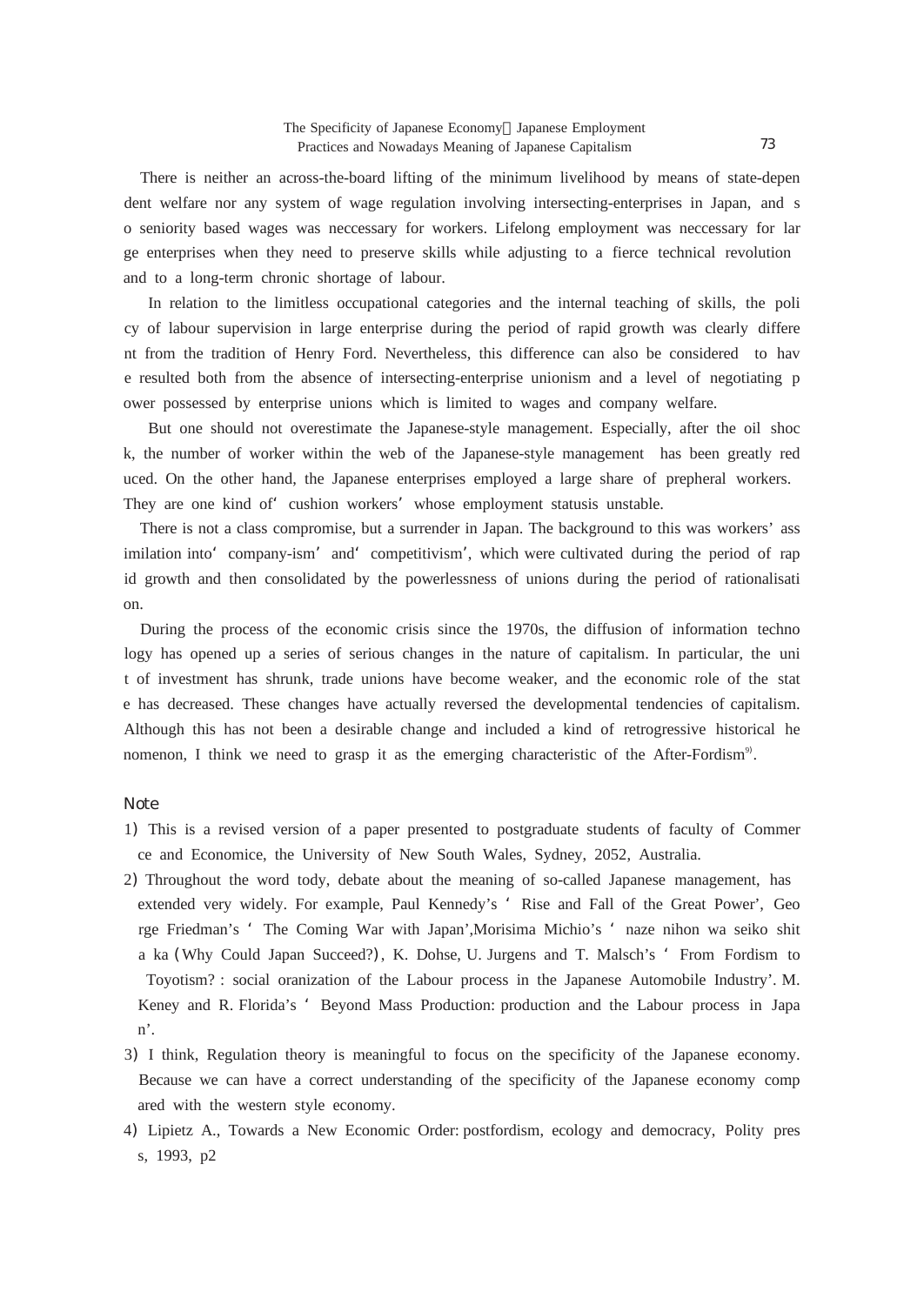There is neither an across-the-board lifting of the minimum livelihood by means of state-dependent welfare nor any system of wage regulation involving intersecting-enterprises in Japan, and so seniority based wages was neccessary for workers. Lifelong employment was neccessary for large enterprises when they need to preserve skills while adjusting to a fierce technical revolution and to a long-term chronic shortage of labour.

In relation to the limitless occupational categories and the internal teaching of skills, the policy of labour supervision in large enterprise during the period of rapid growth was clearly different from the tradition of Henry Ford. Nevertheless, this difference can also be considered to have resulted both from the absence of intersecting-enterprise unionism and a level of negotiating power possessed by enterprise unions which is limited to wages and company welfare.

But one should not overestimate the Japanese-style management. Especially, after the oil shock, the number of worker within the web of the Japanese-style management has been greatly reduced. On the other hand, the Japanese enterprises employed a large share of prepheral workers. They are one kind of' cushion workers' whose employment statusis unstable.

There is not a class compromise, but a surrender in Japan. The background to this was workers' assimilation into' company-ism' and' competitivism', which were cultivated during the period of rapid growth and then consolidated by the powerlessness of unions during the period of rationalisation.

During the process of the economic crisis since the 1970s, the diffusion of information technology has opened up a series of serious changes in the nature of capitalism. In particular, the unit of investment has shrunk, trade unions have become weaker, and the economic role of the state has decreased. These changes have actually reversed the developmental tendencies of capitalism. Although this has not been a desirable change and included a kind of retrogressive historical henomenon, I think we need to grasp it as the emerging characteristic of the After-Fordism[9].

## Note

1) This is a revised version of a paper presented to postgraduate students of faculty of Commerce and Economice, the University of New South Wales, Sydney, 2052, Australia.

2) Throughout the word tody, debate about the meaning of so-called Japanese management, has extended very widely. For example, Paul Kennedy's ' Rise and Fall of the Great Power', George Friedman's ' The Coming War with Japan',Morisima Michio's ' naze nihon wa seiko shita ka (Why Could Japan Succeed?), K. Dohse, U. Jurgens and T. Malsch's ' From Fordism to Toyotism? : social oranization of the Labour process in the Japanese Automobile Industry'. M. Keney and R. Florida's ' Beyond Mass Production: production and the Labour process in Japan'.

3) I think, Regulation theory is meaningful to focus on the specificity of the Japanese economy. Because we can have a correct understanding of the specificity of the Japanese economy compared with the western style economy.

4) Lipietz A., Towards a New Economic Order: postfordism, ecology and democracy, Polity press, 1993, p2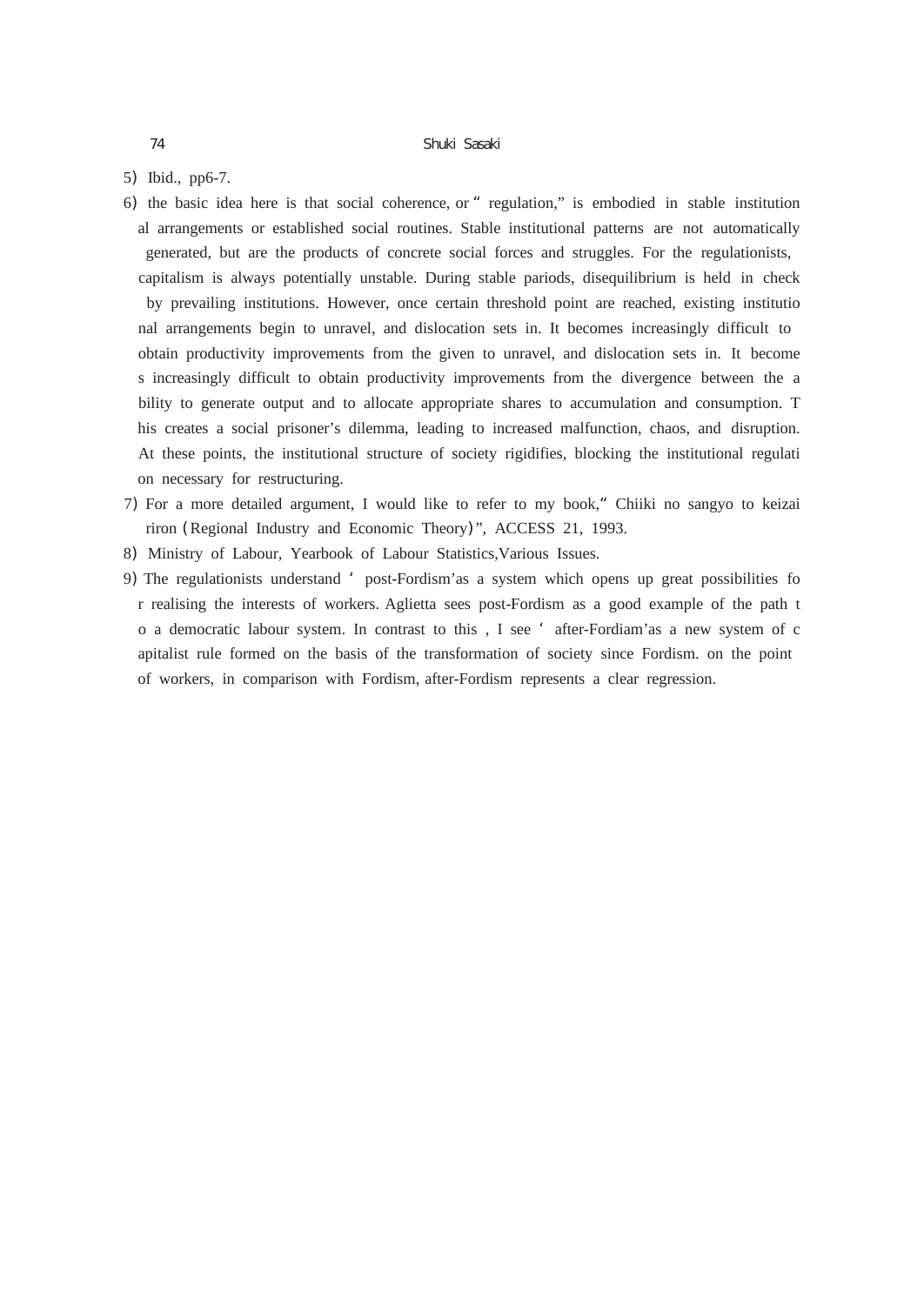5) Ibid., pp6-7.

6) the basic idea here is that social coherence, or " regulation," is embodied in stable institutional arrangements or established social routines. Stable institutional patterns are not automatically generated, but are the products of concrete social forces and struggles. For the regulationists, capitalism is always potentially unstable. During stable pariods, disequilibrium is held in check by prevailing institutions. However, once certain threshold point are reached, existing institutional arrangements begin to unravel, and dislocation sets in. It becomes increasingly difficult to obtain productivity improvements from the given to unravel, and dislocation sets in. It becomes increasingly difficult to obtain productivity improvements from the divergence between the ability to generate output and to allocate appropriate shares to accumulation and consumption. This creates a social prisoner's dilemma, leading to increased malfunction, chaos, and disruption. At these points, the institutional structure of society rigidifies, blocking the institutional regulation necessary for restructuring.

7) For a more detailed argument, I would like to refer to my book," Chiiki no sangyo to keizai riron (Regional Industry and Economic Theory)", ACCESS 21, 1993.

8) Ministry of Labour, Yearbook of Labour Statistics,Various Issues.

9) The regulationists understand ' post-Fordism'as a system which opens up great possibilities for realising the interests of workers. Aglietta sees post-Fordism as a good example of the path to a democratic labour system. In contrast to this , I see ' after-Fordiam'as a new system of capitalist rule formed on the basis of the transformation of society since Fordism. on the point of workers, in comparison with Fordism, after-Fordism represents a clear regression.